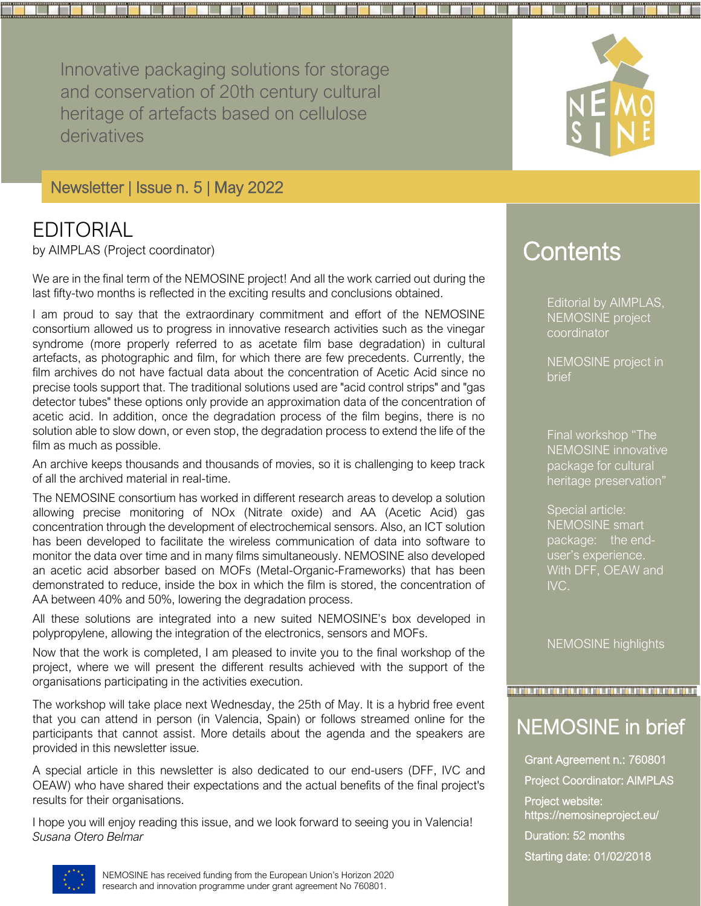Innovative packaging solutions for storage and conservation of 20th century cultural heritage of artefacts based on cellulose derivatives

Newsletter | Issue n. 5 | May 2022

# EDITORIAL

by AIMPLAS (Project coordinator)

We are in the final term of the NEMOSINE project! And all the work carried out during the last fifty-two months is reflected in the exciting results and conclusions obtained.

I am proud to say that the extraordinary commitment and effort of the NEMOSINE consortium allowed us to progress in innovative research activities such as the vinegar syndrome (more properly referred to as acetate film base degradation) in cultural artefacts, as photographic and film, for which there are few precedents. Currently, the film archives do not have factual data about the concentration of Acetic Acid since no precise tools support that. The traditional solutions used are "acid control strips" and "gas detector tubes" these options only provide an approximation data of the concentration of acetic acid. In addition, once the degradation process of the film begins, there is no solution able to slow down, or even stop, the degradation process to extend the life of the film as much as possible.

An archive keeps thousands and thousands of movies, so it is challenging to keep track of all the archived material in real-time.

The NEMOSINE consortium has worked in different research areas to develop a solution allowing precise monitoring of NOx (Nitrate oxide) and AA (Acetic Acid) gas concentration through the development of electrochemical sensors. Also, an ICT solution has been developed to facilitate the wireless communication of data into software to monitor the data over time and in many films simultaneously. NEMOSINE also developed an acetic acid absorber based on MOFs (Metal-Organic-Frameworks) that has been demonstrated to reduce, inside the box in which the film is stored, the concentration of AA between 40% and 50%, lowering the degradation process.

All these solutions are integrated into a new suited NEMOSINE's box developed in polypropylene, allowing the integration of the electronics, sensors and MOFs.

Now that the work is completed, I am pleased to invite you to the final workshop of the project, where we will present the different results achieved with the support of the organisations participating in the activities execution.

The workshop will take place next Wednesday, the 25th of May. It is a hybrid free event that you can attend in person (in Valencia, Spain) or follows streamed online for the participants that cannot assist. More details about the agenda and the speakers are provided in this newsletter issue.

A special article in this newsletter is also dedicated to our end-users (DFF, IVC and OEAW) who have shared their expectations and the actual benefits of the final project's results for their organisations.

I hope you will enjoy reading this issue, and we look forward to seeing you in Valencia!
*Susana Otero Belmar*

## Contents

- Editorial by AIMPLAS, NEMOSINE project coordinator
- NEMOSINE project in brief
- Final workshop "The NEMOSINE innovative package for cultural heritage preservation"
- Special article: NEMOSINE smart package: the end-user's experience. With DFF, OEAW and IVC.
- NEMOSINE highlights

## NEMOSINE in brief

Grant Agreement n.: 760801

Project Coordinator: AIMPLAS

Project website: https://nemosineproject.eu/

Duration: 52 months

Starting date: 01/02/2018

NEMOSINE has received funding from the European Union's Horizon 2020 research and innovation programme under grant agreement No 760801.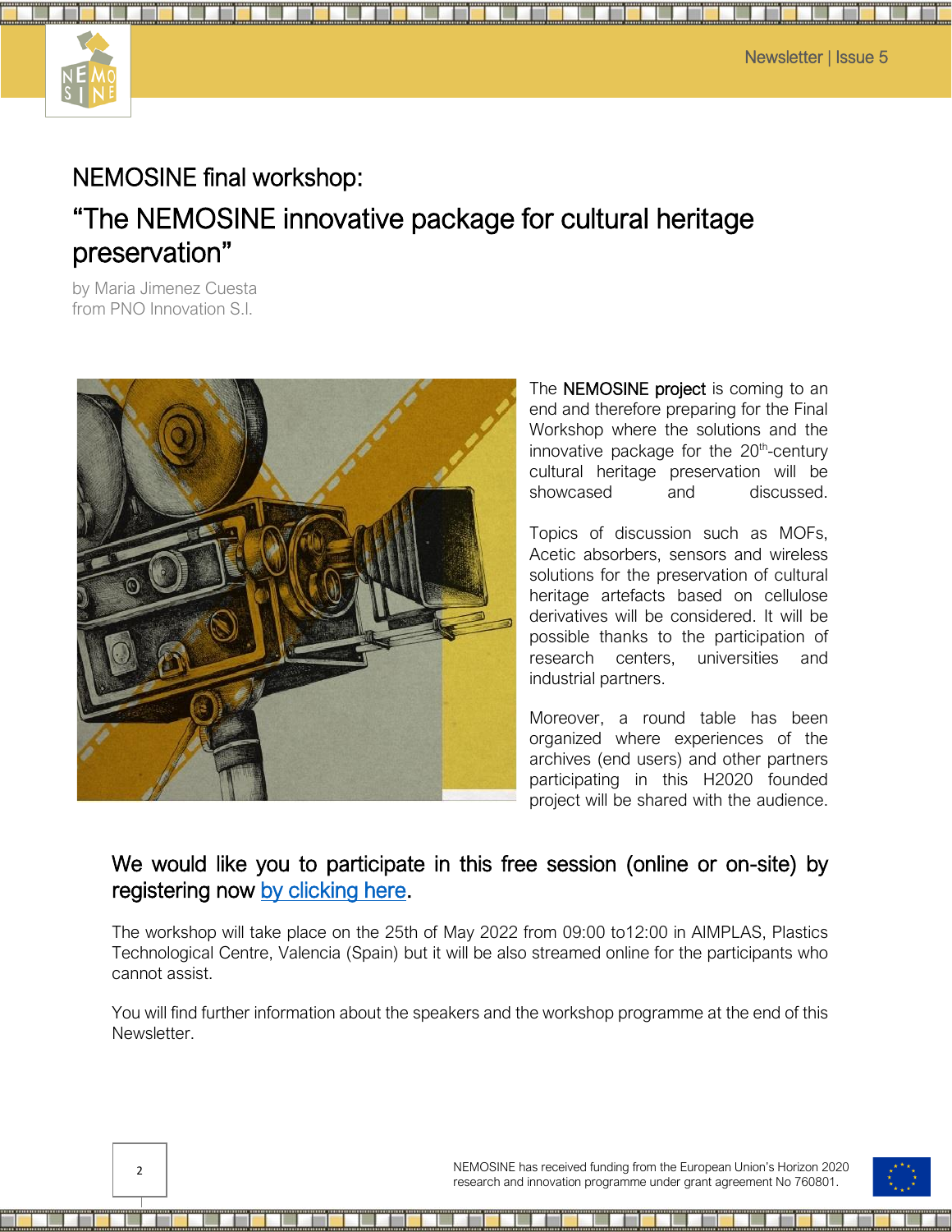# NEMOSINE final workshop:

# "The NEMOSINE innovative package for cultural heritage preservation"

by Maria Jimenez Cuesta
from PNO Innovation S.l.

The **NEMOSINE project** is coming to an end and therefore preparing for the Final Workshop where the solutions and the innovative package for the 20th-century cultural heritage preservation will be showcased and discussed.

Topics of discussion such as MOFs, Acetic absorbers, sensors and wireless solutions for the preservation of cultural heritage artefacts based on cellulose derivatives will be considered. It will be possible thanks to the participation of research centers, universities and industrial partners.

Moreover, a round table has been organized where experiences of the archives (end users) and other partners participating in this H2020 founded project will be shared with the audience.

## We would like you to participate in this free session (online or on-site) by registering now [by clicking here](#).

The workshop will take place on the 25th of May 2022 from 09:00 to12:00 in AIMPLAS, Plastics Technological Centre, Valencia (Spain) but it will be also streamed online for the participants who cannot assist.

You will find further information about the speakers and the workshop programme at the end of this Newsletter.

NEMOSINE has received funding from the European Union's Horizon 2020 research and innovation programme under grant agreement No 760801.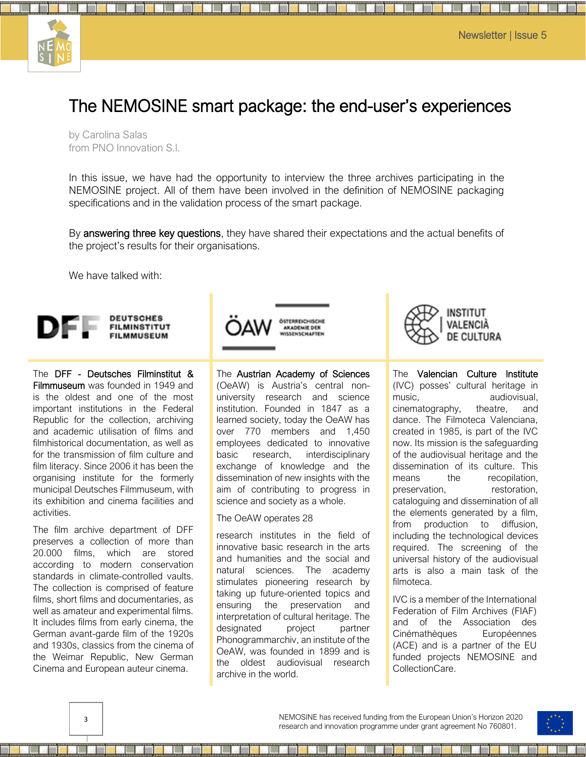# The NEMOSINE smart package: the end-user's experiences

by Carolina Salas
from PNO Innovation S.l.

In this issue, we have had the opportunity to interview the three archives participating in the NEMOSINE project. All of them have been involved in the definition of NEMOSINE packaging specifications and in the validation process of the smart package.

By answering three key questions, they have shared their expectations and the actual benefits of the project's results for their organisations.

We have talked with:

DFF DEUTSCHES FILMINSTITUT FILMMUSEUM

The DFF - Deutsches Filminstitut & Filmmuseum was founded in 1949 and is the oldest and one of the most important institutions in the Federal Republic for the collection, archiving and academic utilisation of films and filmhistorical documentation, as well as for the transmission of film culture and film literacy. Since 2006 it has been the organising institute for the formerly municipal Deutsches Filmmuseum, with its exhibition and cinema facilities and activities.

The film archive department of DFF preserves a collection of more than 20.000 films, which are stored according to modern conservation standards in climate-controlled vaults. The collection is comprised of feature films, short films and documentaries, as well as amateur and experimental films. It includes films from early cinema, the German avant-garde film of the 1920s and 1930s, classics from the cinema of the Weimar Republic, New German Cinema and European auteur cinema.

ÖAW ÖSTERREICHISCHE AKADEMIE DER WISSENSCHAFTEN

The Austrian Academy of Sciences (OeAW) is Austria's central non-university research and science institution. Founded in 1847 as a learned society, today the OeAW has over 770 members and 1,450 employees dedicated to innovative basic research, interdisciplinary exchange of knowledge and the dissemination of new insights with the aim of contributing to progress in science and society as a whole.

The OeAW operates 28 research institutes in the field of innovative basic research in the arts and humanities and the social and natural sciences. The academy stimulates pioneering research by taking up future-oriented topics and ensuring the preservation and interpretation of cultural heritage. The designated project partner Phonogrammarchiv, an institute of the OeAW, was founded in 1899 and is the oldest audiovisual research archive in the world.

INSTITUT VALENCIÀ DE CULTURA

The Valencian Culture Institute (IVC) posses' cultural heritage in music, audiovisual, cinematography, theatre, and dance. The Filmoteca Valenciana, created in 1985, is part of the IVC now. Its mission is the safeguarding of the audiovisual heritage and the dissemination of its culture. This means the recopilation, preservation, restoration, cataloguing and dissemination of all the elements generated by a film, from production to diffusion, including the technological devices required. The screening of the universal history of the audiovisual arts is also a main task of the filmoteca.

IVC is a member of the International Federation of Film Archives (FIAF) and of the Association des Cinémathèques Européennes (ACE) and is a partner of the EU funded projects NEMOSINE and CollectionCare.

NEMOSINE has received funding from the European Union's Horizon 2020 research and innovation programme under grant agreement No 760801.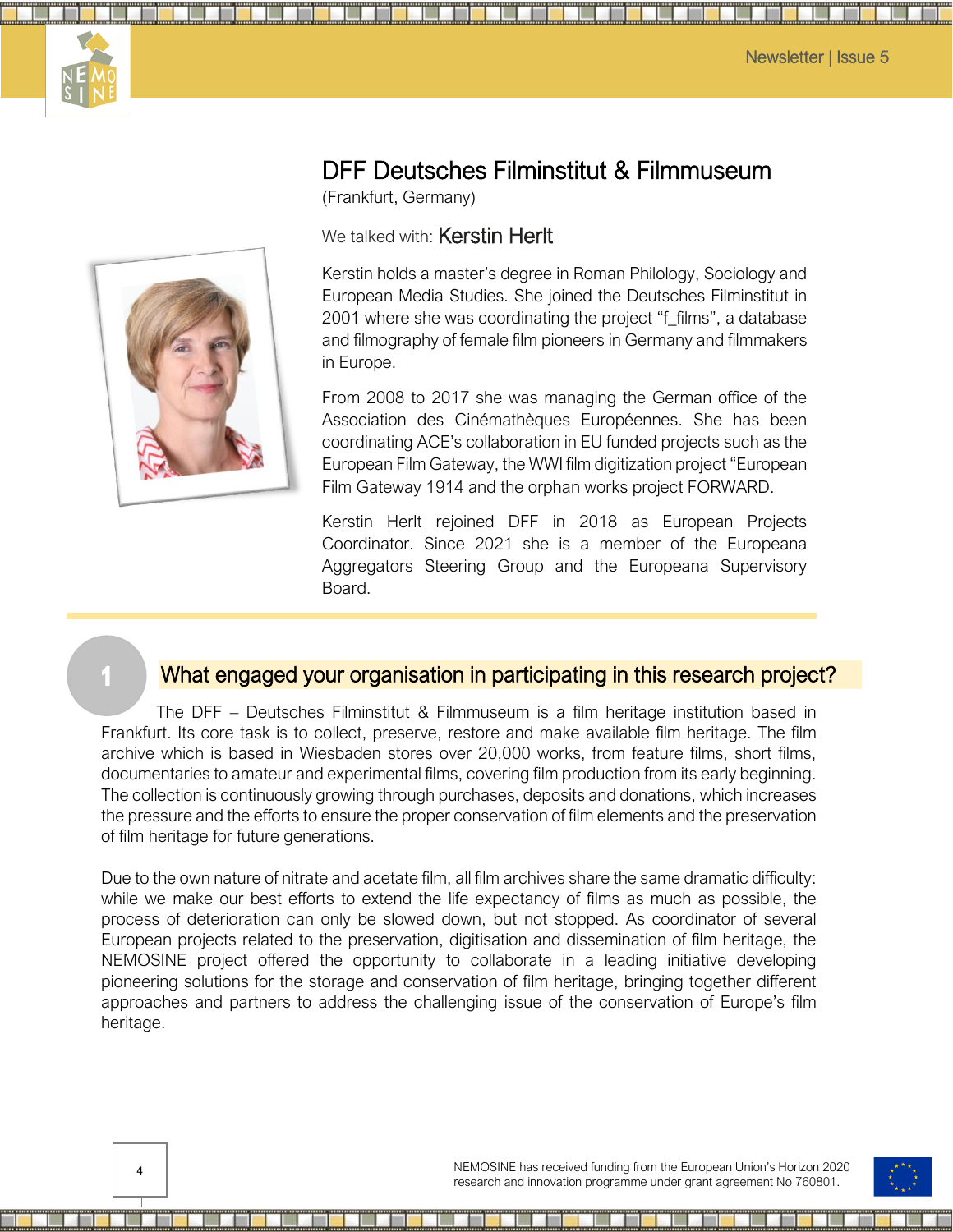## DFF Deutsches Filminstitut & Filmmuseum

(Frankfurt, Germany)

We talked with: **Kerstin Herlt**

Kerstin holds a master's degree in Roman Philology, Sociology and European Media Studies. She joined the Deutsches Filminstitut in 2001 where she was coordinating the project "f_films", a database and filmography of female film pioneers in Germany and filmmakers in Europe.

From 2008 to 2017 she was managing the German office of the Association des Cinémathèques Européennes. She has been coordinating ACE's collaboration in EU funded projects such as the European Film Gateway, the WWI film digitization project "European Film Gateway 1914 and the orphan works project FORWARD.

Kerstin Herlt rejoined DFF in 2018 as European Projects Coordinator. Since 2021 she is a member of the Europeana Aggregators Steering Group and the Europeana Supervisory Board.

### 1 What engaged your organisation in participating in this research project?

The DFF – Deutsches Filminstitut & Filmmuseum is a film heritage institution based in Frankfurt. Its core task is to collect, preserve, restore and make available film heritage. The film archive which is based in Wiesbaden stores over 20,000 works, from feature films, short films, documentaries to amateur and experimental films, covering film production from its early beginning. The collection is continuously growing through purchases, deposits and donations, which increases the pressure and the efforts to ensure the proper conservation of film elements and the preservation of film heritage for future generations.

Due to the own nature of nitrate and acetate film, all film archives share the same dramatic difficulty: while we make our best efforts to extend the life expectancy of films as much as possible, the process of deterioration can only be slowed down, but not stopped. As coordinator of several European projects related to the preservation, digitisation and dissemination of film heritage, the NEMOSINE project offered the opportunity to collaborate in a leading initiative developing pioneering solutions for the storage and conservation of film heritage, bringing together different approaches and partners to address the challenging issue of the conservation of Europe's film heritage.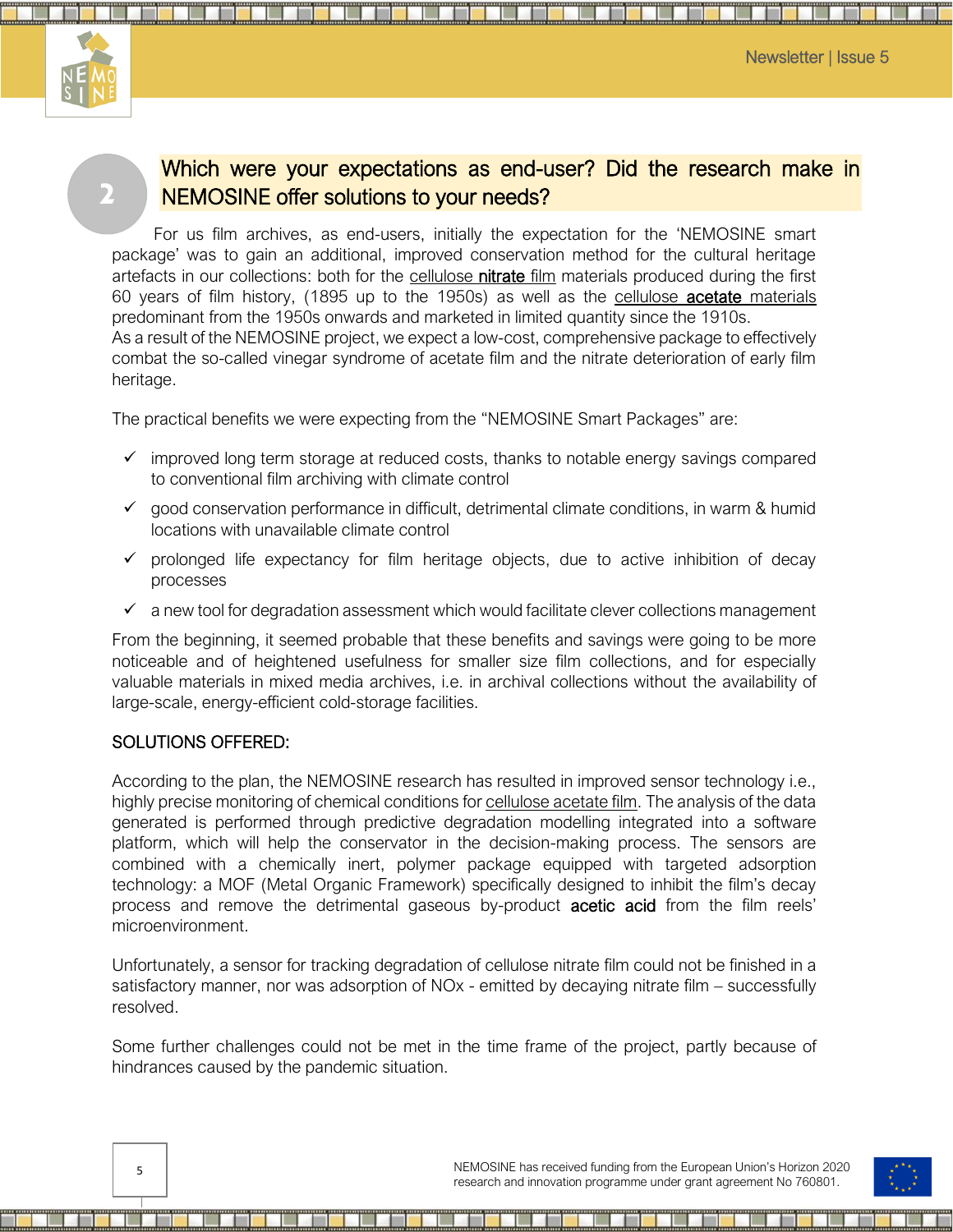## 2 Which were your expectations as end-user? Did the research make in NEMOSINE offer solutions to your needs?

For us film archives, as end-users, initially the expectation for the 'NEMOSINE smart package' was to gain an additional, improved conservation method for the cultural heritage artefacts in our collections: both for the cellulose **nitrate** film materials produced during the first 60 years of film history, (1895 up to the 1950s) as well as the cellulose **acetate** materials predominant from the 1950s onwards and marketed in limited quantity since the 1910s.
As a result of the NEMOSINE project, we expect a low-cost, comprehensive package to effectively combat the so-called vinegar syndrome of acetate film and the nitrate deterioration of early film heritage.

The practical benefits we were expecting from the "NEMOSINE Smart Packages" are:

- ✓ improved long term storage at reduced costs, thanks to notable energy savings compared to conventional film archiving with climate control
- ✓ good conservation performance in difficult, detrimental climate conditions, in warm & humid locations with unavailable climate control
- ✓ prolonged life expectancy for film heritage objects, due to active inhibition of decay processes
- ✓ a new tool for degradation assessment which would facilitate clever collections management

From the beginning, it seemed probable that these benefits and savings were going to be more noticeable and of heightened usefulness for smaller size film collections, and for especially valuable materials in mixed media archives, i.e. in archival collections without the availability of large-scale, energy-efficient cold-storage facilities.

SOLUTIONS OFFERED:

According to the plan, the NEMOSINE research has resulted in improved sensor technology i.e., highly precise monitoring of chemical conditions for cellulose acetate film. The analysis of the data generated is performed through predictive degradation modelling integrated into a software platform, which will help the conservator in the decision-making process. The sensors are combined with a chemically inert, polymer package equipped with targeted adsorption technology: a MOF (Metal Organic Framework) specifically designed to inhibit the film's decay process and remove the detrimental gaseous by-product **acetic acid** from the film reels' microenvironment.

Unfortunately, a sensor for tracking degradation of cellulose nitrate film could not be finished in a satisfactory manner, nor was adsorption of NOx - emitted by decaying nitrate film – successfully resolved.

Some further challenges could not be met in the time frame of the project, partly because of hindrances caused by the pandemic situation.

NEMOSINE has received funding from the European Union's Horizon 2020 research and innovation programme under grant agreement No 760801.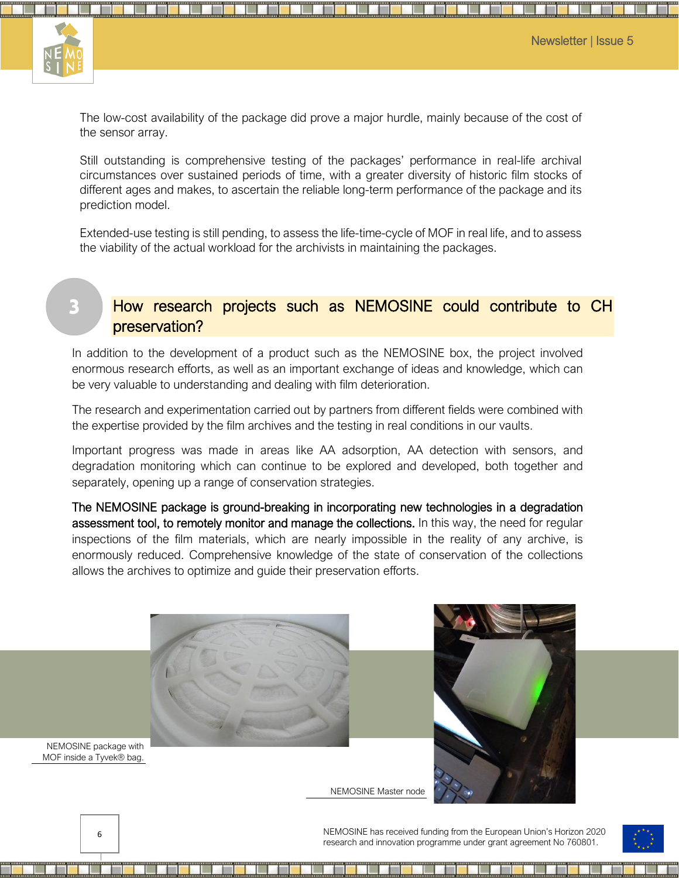The low-cost availability of the package did prove a major hurdle, mainly because of the cost of the sensor array.

Still outstanding is comprehensive testing of the packages' performance in real-life archival circumstances over sustained periods of time, with a greater diversity of historic film stocks of different ages and makes, to ascertain the reliable long-term performance of the package and its prediction model.

Extended-use testing is still pending, to assess the life-time-cycle of MOF in real life, and to assess the viability of the actual workload for the archivists in maintaining the packages.

## 3 How research projects such as NEMOSINE could contribute to CH preservation?

In addition to the development of a product such as the NEMOSINE box, the project involved enormous research efforts, as well as an important exchange of ideas and knowledge, which can be very valuable to understanding and dealing with film deterioration.

The research and experimentation carried out by partners from different fields were combined with the expertise provided by the film archives and the testing in real conditions in our vaults.

Important progress was made in areas like AA adsorption, AA detection with sensors, and degradation monitoring which can continue to be explored and developed, both together and separately, opening up a range of conservation strategies.

**The NEMOSINE package is ground-breaking in incorporating new technologies in a degradation assessment tool, to remotely monitor and manage the collections.** In this way, the need for regular inspections of the film materials, which are nearly impossible in the reality of any archive, is enormously reduced. Comprehensive knowledge of the state of conservation of the collections allows the archives to optimize and guide their preservation efforts.

NEMOSINE package with MOF inside a Tyvek® bag.

NEMOSINE Master node

NEMOSINE has received funding from the European Union's Horizon 2020 research and innovation programme under grant agreement No 760801.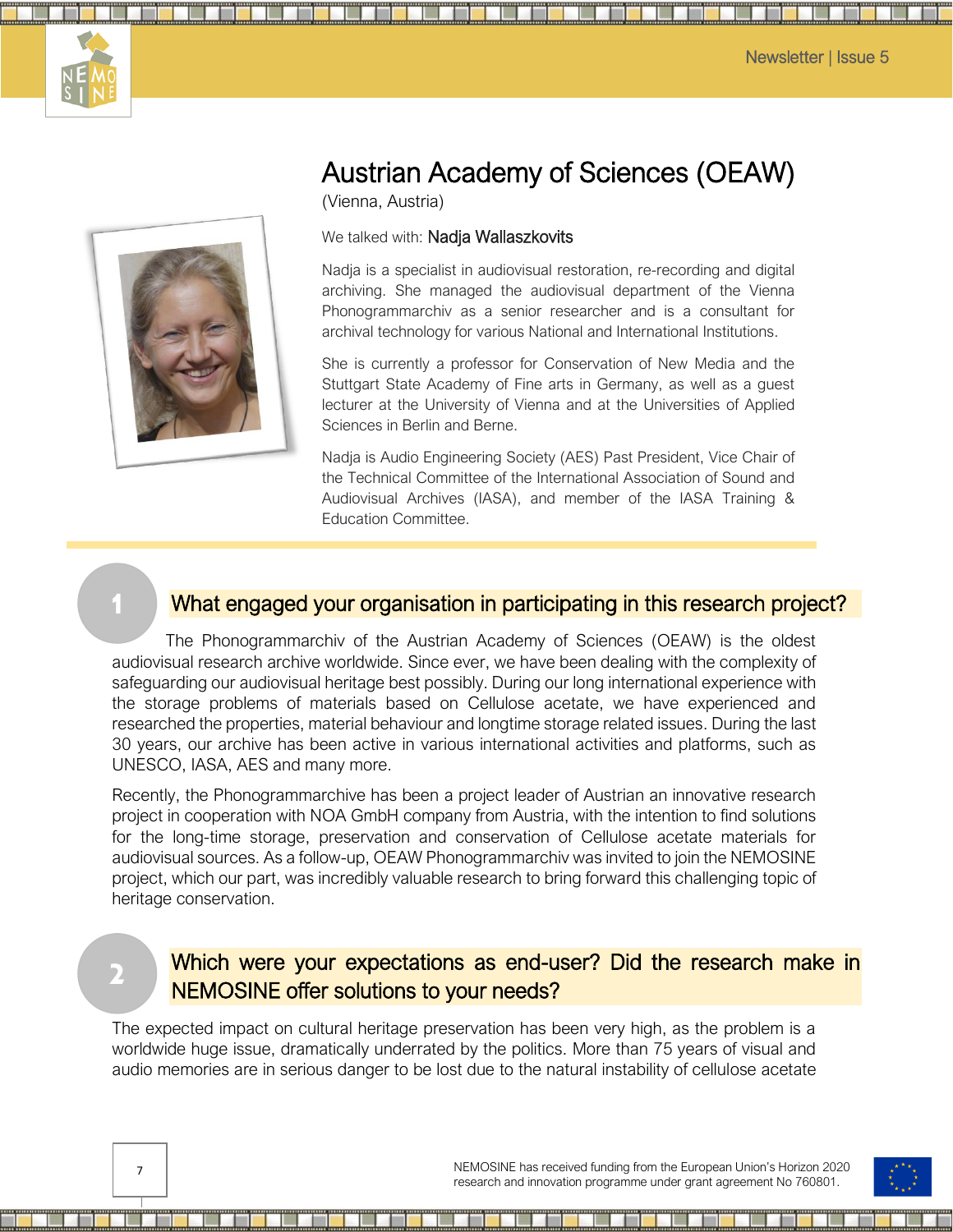# Austrian Academy of Sciences (OEAW)

(Vienna, Austria)

We talked with: Nadja Wallaszkovits

Nadja is a specialist in audiovisual restoration, re-recording and digital archiving. She managed the audiovisual department of the Vienna Phonogrammarchiv as a senior researcher and is a consultant for archival technology for various National and International Institutions.

She is currently a professor for Conservation of New Media and the Stuttgart State Academy of Fine arts in Germany, as well as a guest lecturer at the University of Vienna and at the Universities of Applied Sciences in Berlin and Berne.

Nadja is Audio Engineering Society (AES) Past President, Vice Chair of the Technical Committee of the International Association of Sound and Audiovisual Archives (IASA), and member of the IASA Training & Education Committee.

## 1 What engaged your organisation in participating in this research project?

The Phonogrammarchiv of the Austrian Academy of Sciences (OEAW) is the oldest audiovisual research archive worldwide. Since ever, we have been dealing with the complexity of safeguarding our audiovisual heritage best possibly. During our long international experience with the storage problems of materials based on Cellulose acetate, we have experienced and researched the properties, material behaviour and longtime storage related issues. During the last 30 years, our archive has been active in various international activities and platforms, such as UNESCO, IASA, AES and many more.

Recently, the Phonogrammarchive has been a project leader of Austrian an innovative research project in cooperation with NOA GmbH company from Austria, with the intention to find solutions for the long-time storage, preservation and conservation of Cellulose acetate materials for audiovisual sources. As a follow-up, OEAW Phonogrammarchiv was invited to join the NEMOSINE project, which our part, was incredibly valuable research to bring forward this challenging topic of heritage conservation.

## 2 Which were your expectations as end-user? Did the research make in NEMOSINE offer solutions to your needs?

The expected impact on cultural heritage preservation has been very high, as the problem is a worldwide huge issue, dramatically underrated by the politics. More than 75 years of visual and audio memories are in serious danger to be lost due to the natural instability of cellulose acetate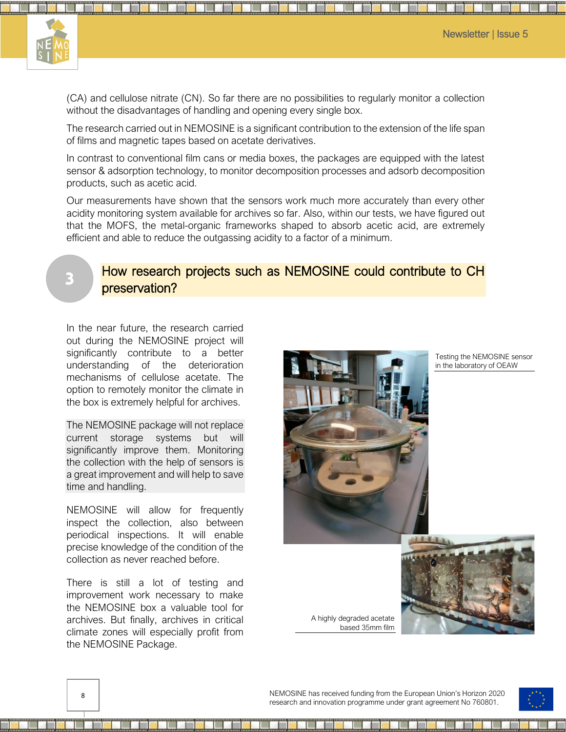(CA) and cellulose nitrate (CN). So far there are no possibilities to regularly monitor a collection without the disadvantages of handling and opening every single box.

The research carried out in NEMOSINE is a significant contribution to the extension of the life span of films and magnetic tapes based on acetate derivatives.

In contrast to conventional film cans or media boxes, the packages are equipped with the latest sensor & adsorption technology, to monitor decomposition processes and adsorb decomposition products, such as acetic acid.

Our measurements have shown that the sensors work much more accurately than every other acidity monitoring system available for archives so far. Also, within our tests, we have figured out that the MOFS, the metal-organic frameworks shaped to absorb acetic acid, are extremely efficient and able to reduce the outgassing acidity to a factor of a minimum.

## 3 How research projects such as NEMOSINE could contribute to CH preservation?

In the near future, the research carried out during the NEMOSINE project will significantly contribute to a better understanding of the deterioration mechanisms of cellulose acetate. The option to remotely monitor the climate in the box is extremely helpful for archives.

The NEMOSINE package will not replace current storage systems but will significantly improve them. Monitoring the collection with the help of sensors is a great improvement and will help to save time and handling.

NEMOSINE will allow for frequently inspect the collection, also between periodical inspections. It will enable precise knowledge of the condition of the collection as never reached before.

There is still a lot of testing and improvement work necessary to make the NEMOSINE box a valuable tool for archives. But finally, archives in critical climate zones will especially profit from the NEMOSINE Package.

Testing the NEMOSINE sensor in the laboratory of OEAW

A highly degraded acetate based 35mm film

NEMOSINE has received funding from the European Union's Horizon 2020 research and innovation programme under grant agreement No 760801.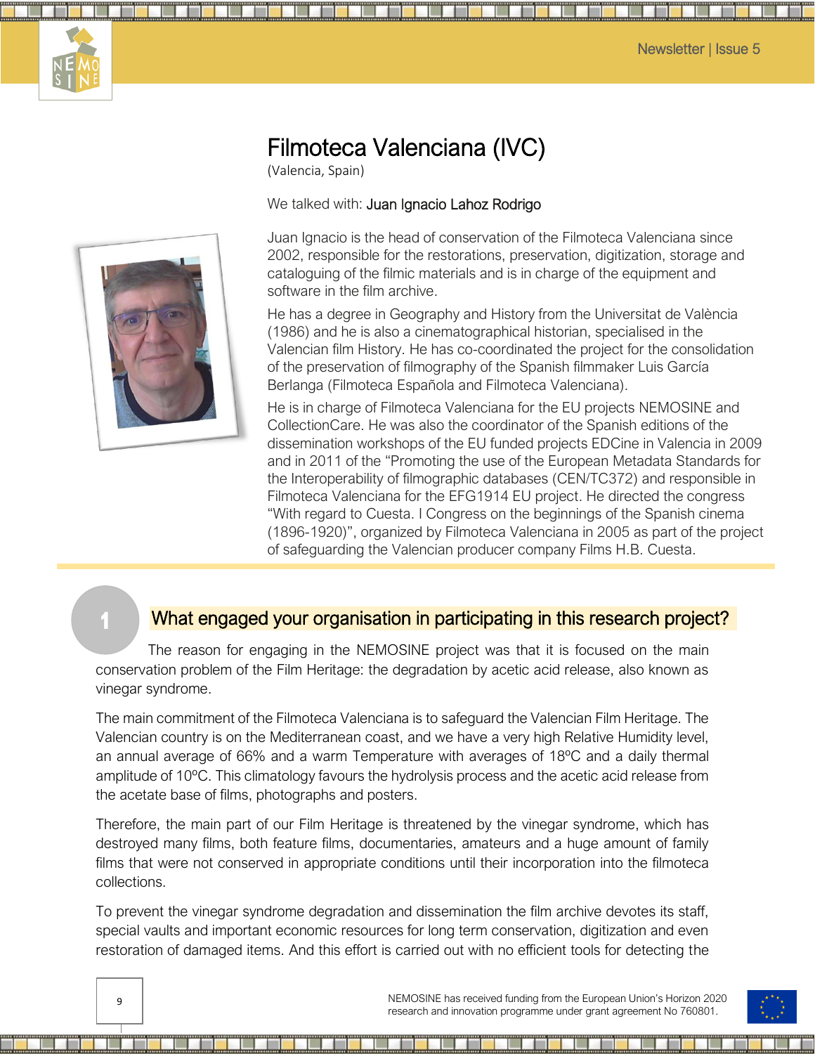# Filmoteca Valenciana (IVC)

(Valencia, Spain)

We talked with: Juan Ignacio Lahoz Rodrigo

Juan Ignacio is the head of conservation of the Filmoteca Valenciana since 2002, responsible for the restorations, preservation, digitization, storage and cataloguing of the filmic materials and is in charge of the equipment and software in the film archive.

He has a degree in Geography and History from the Universitat de València (1986) and he is also a cinematographical historian, specialised in the Valencian film History. He has co-coordinated the project for the consolidation of the preservation of filmography of the Spanish filmmaker Luis García Berlanga (Filmoteca Española and Filmoteca Valenciana).

He is in charge of Filmoteca Valenciana for the EU projects NEMOSINE and CollectionCare. He was also the coordinator of the Spanish editions of the dissemination workshops of the EU funded projects EDCine in Valencia in 2009 and in 2011 of the "Promoting the use of the European Metadata Standards for the Interoperability of filmographic databases (CEN/TC372) and responsible in Filmoteca Valenciana for the EFG1914 EU project. He directed the congress "With regard to Cuesta. I Congress on the beginnings of the Spanish cinema (1896-1920)", organized by Filmoteca Valenciana in 2005 as part of the project of safeguarding the Valencian producer company Films H.B. Cuesta.

## 1 What engaged your organisation in participating in this research project?

The reason for engaging in the NEMOSINE project was that it is focused on the main conservation problem of the Film Heritage: the degradation by acetic acid release, also known as vinegar syndrome.

The main commitment of the Filmoteca Valenciana is to safeguard the Valencian Film Heritage. The Valencian country is on the Mediterranean coast, and we have a very high Relative Humidity level, an annual average of 66% and a warm Temperature with averages of 18ºC and a daily thermal amplitude of 10ºC. This climatology favours the hydrolysis process and the acetic acid release from the acetate base of films, photographs and posters.

Therefore, the main part of our Film Heritage is threatened by the vinegar syndrome, which has destroyed many films, both feature films, documentaries, amateurs and a huge amount of family films that were not conserved in appropriate conditions until their incorporation into the filmoteca collections.

To prevent the vinegar syndrome degradation and dissemination the film archive devotes its staff, special vaults and important economic resources for long term conservation, digitization and even restoration of damaged items. And this effort is carried out with no efficient tools for detecting the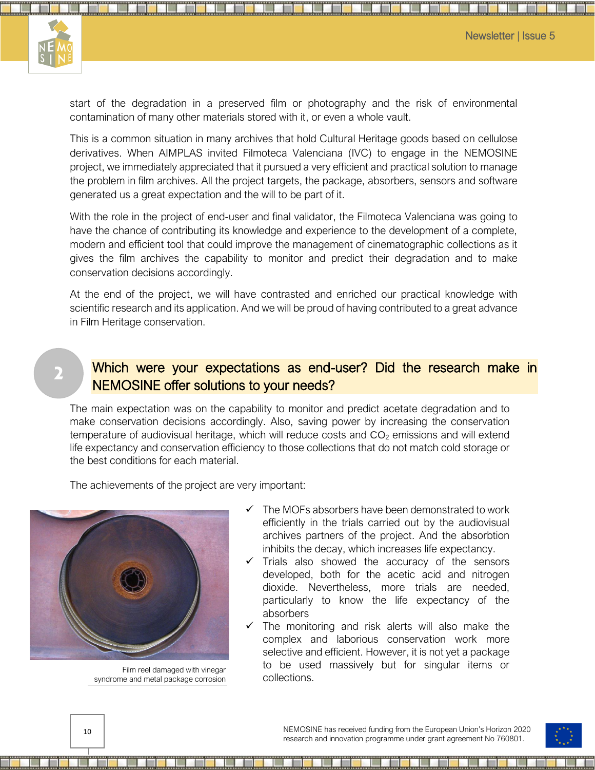start of the degradation in a preserved film or photography and the risk of environmental contamination of many other materials stored with it, or even a whole vault.

This is a common situation in many archives that hold Cultural Heritage goods based on cellulose derivatives. When AIMPLAS invited Filmoteca Valenciana (IVC) to engage in the NEMOSINE project, we immediately appreciated that it pursued a very efficient and practical solution to manage the problem in film archives. All the project targets, the package, absorbers, sensors and software generated us a great expectation and the will to be part of it.

With the role in the project of end-user and final validator, the Filmoteca Valenciana was going to have the chance of contributing its knowledge and experience to the development of a complete, modern and efficient tool that could improve the management of cinematographic collections as it gives the film archives the capability to monitor and predict their degradation and to make conservation decisions accordingly.

At the end of the project, we will have contrasted and enriched our practical knowledge with scientific research and its application. And we will be proud of having contributed to a great advance in Film Heritage conservation.

## 2 Which were your expectations as end-user? Did the research make in NEMOSINE offer solutions to your needs?

The main expectation was on the capability to monitor and predict acetate degradation and to make conservation decisions accordingly. Also, saving power by increasing the conservation temperature of audiovisual heritage, which will reduce costs and $CO_2$ emissions and will extend life expectancy and conservation efficiency to those collections that do not match cold storage or the best conditions for each material.

The achievements of the project are very important:

- ✓ The MOFs absorbers have been demonstrated to work efficiently in the trials carried out by the audiovisual archives partners of the project. And the absorbtion inhibits the decay, which increases life expectancy.
- ✓ Trials also showed the accuracy of the sensors developed, both for the acetic acid and nitrogen dioxide. Nevertheless, more trials are needed, particularly to know the life expectancy of the absorbers
- ✓ The monitoring and risk alerts will also make the complex and laborious conservation work more selective and efficient. However, it is not yet a package to be used massively but for singular items or collections.

Film reel damaged with vinegar syndrome and metal package corrosion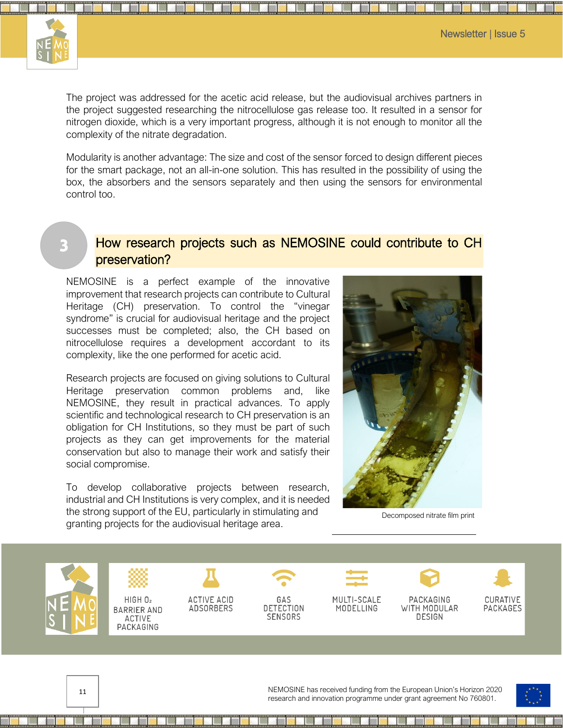The project was addressed for the acetic acid release, but the audiovisual archives partners in the project suggested researching the nitrocellulose gas release too. It resulted in a sensor for nitrogen dioxide, which is a very important progress, although it is not enough to monitor all the complexity of the nitrate degradation.

Modularity is another advantage: The size and cost of the sensor forced to design different pieces for the smart package, not an all-in-one solution. This has resulted in the possibility of using the box, the absorbers and the sensors separately and then using the sensors for environmental control too.

## 3 How research projects such as NEMOSINE could contribute to CH preservation?

NEMOSINE is a perfect example of the innovative improvement that research projects can contribute to Cultural Heritage (CH) preservation. To control the "vinegar syndrome" is crucial for audiovisual heritage and the project successes must be completed; also, the CH based on nitrocellulose requires a development accordant to its complexity, like the one performed for acetic acid.

Research projects are focused on giving solutions to Cultural Heritage preservation common problems and, like NEMOSINE, they result in practical advances. To apply scientific and technological research to CH preservation is an obligation for CH Institutions, so they must be part of such projects as they can get improvements for the material conservation but also to manage their work and satisfy their social compromise.

To develop collaborative projects between research, industrial and CH Institutions is very complex, and it is needed the strong support of the EU, particularly in stimulating and granting projects for the audiovisual heritage area.

Decomposed nitrate film print

HIGH $O_2$ BARRIER AND ACTIVE PACKAGING | ACTIVE ACID ADSORBERS | GAS DETECTION SENSORS | MULTI-SCALE MODELLING | PACKAGING WITH MODULAR DESIGN | CURATIVE PACKAGES

NEMOSINE has received funding from the European Union's Horizon 2020 research and innovation programme under grant agreement No 760801.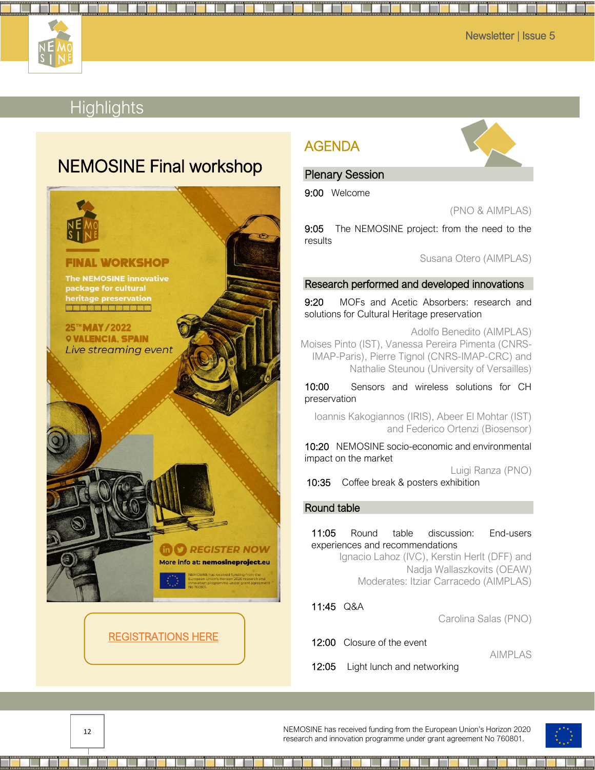## Highlights

### NEMOSINE Final workshop

FINAL WORKSHOP

The NEMOSINE innovative package for cultural heritage preservation

25TH MAY/2022

VALENCIA, SPAIN

*Live streaming event*

REGISTER NOW

More info at: **nemosineproject.eu**

NEMOSINE has received funding from the European Union's Horizon 2020 research and innovation programme under grant agreement No 760801.

REGISTRATIONS HERE

## AGENDA

### Plenary Session

9:00 Welcome

(PNO & AIMPLAS)

9:05 The NEMOSINE project: from the need to the results

Susana Otero (AIMPLAS)

### Research performed and developed innovations

9:20 MOFs and Acetic Absorbers: research and solutions for Cultural Heritage preservation

Adolfo Benedito (AIMPLAS)
Moises Pinto (IST), Vanessa Pereira Pimenta (CNRS-IMAP-Paris), Pierre Tignol (CNRS-IMAP-CRC) and Nathalie Steunou (University of Versailles)

10:00 Sensors and wireless solutions for CH preservation

Ioannis Kakogiannos (IRIS), Abeer El Mohtar (IST) and Federico Ortenzi (Biosensor)

10:20 NEMOSINE socio-economic and environmental impact on the market

Luigi Ranza (PNO)

10:35 Coffee break & posters exhibition

### Round table

11:05 Round table discussion: End-users experiences and recommendations

Ignacio Lahoz (IVC), Kerstin Herlt (DFF) and Nadja Wallaszkovits (OEAW)
Moderates: Itziar Carracedo (AIMPLAS)

11:45 Q&A

Carolina Salas (PNO)

12:00 Closure of the event

AIMPLAS

12:05 Light lunch and networking

NEMOSINE has received funding from the European Union's Horizon 2020 research and innovation programme under grant agreement No 760801.